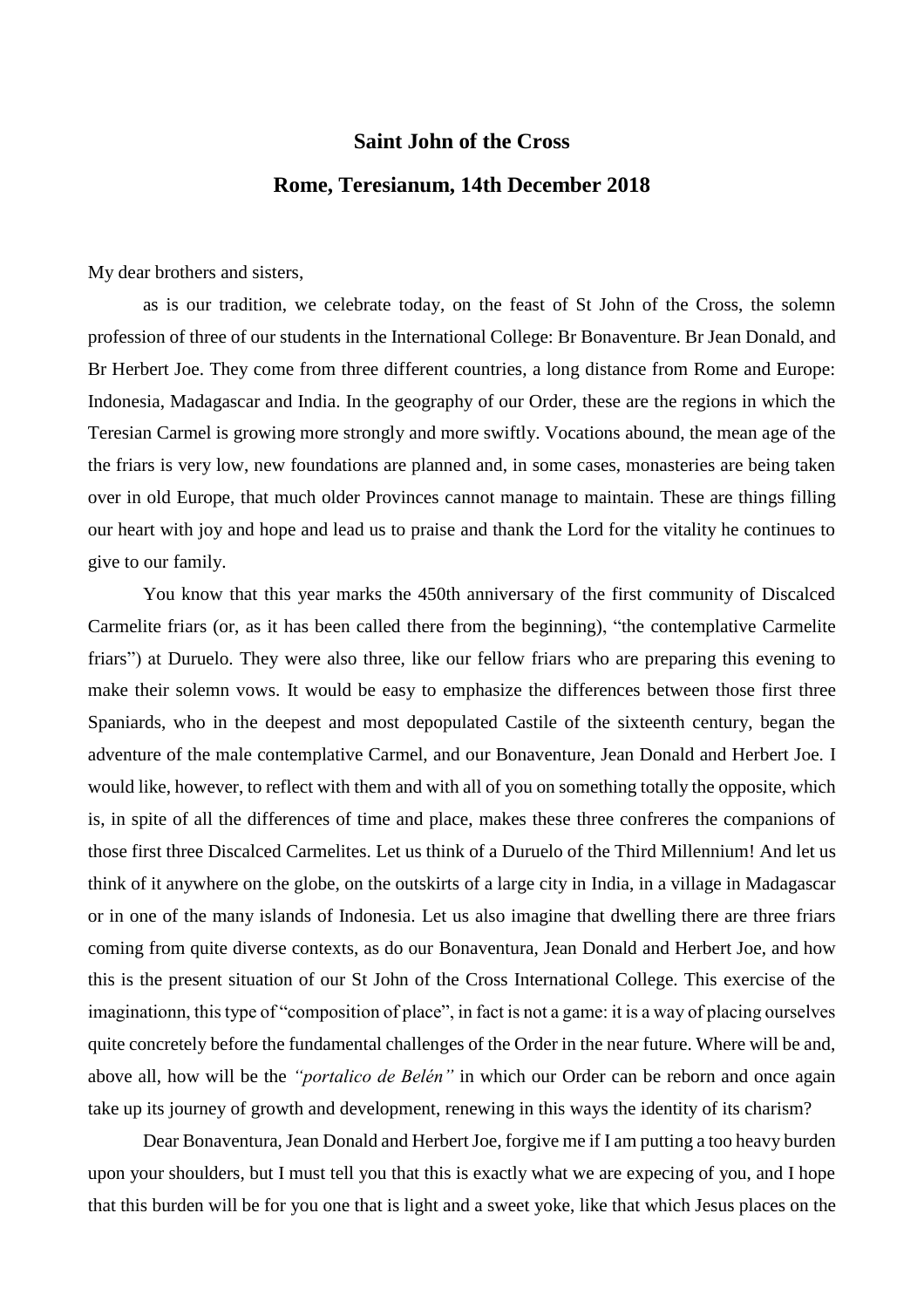## Saint John of the Cross

## Rome, Teresianum, 14th December 2018

My dear brothers and sisters,

as is our tradition, we celebrate today, on the feast of St John of the Cross, the solemn profession of three of our students in the International College: Br Bonaventure. Br Jean Donald, and Br Herbert Joe. They come from three different countries, a long distance from Rome and Europe: Indonesia, Madagascar and India. In the geography of our Order, these are the regions in which the Teresian Carmel is growing more strongly and more swiftly. Vocations abound, the mean age of the the friars is very low, new foundations are planned and, in some cases, monasteries are being taken over in old Europe, that much older Provinces cannot manage to maintain. These are things filling our heart with joy and hope and lead us to praise and thank the Lord for the vitality he continues to give to our family.

You know that this year marks the 450th anniversary of the first community of Discalced Carmelite friars (or, as it has been called there from the beginning), "the contemplative Carmelite friars") at Duruelo. They were also three, like our fellow friars who are preparing this evening to make their solemn vows. It would be easy to emphasize the differences between those first three Spaniards, who in the deepest and most depopulated Castile of the sixteenth century, began the adventure of the male contemplative Carmel, and our Bonaventure, Jean Donald and Herbert Joe. I would like, however, to reflect with them and with all of you on something totally the opposite, which is, in spite of all the differences of time and place, makes these three confreres the companions of those first three Discalced Carmelites. Let us think of a Duruelo of the Third Millennium! And let us think of it anywhere on the globe, on the outskirts of a large city in India, in a village in Madagascar or in one of the many islands of Indonesia. Let us also imagine that dwelling there are three friars coming from quite diverse contexts, as do our Bonaventura, Jean Donald and Herbert Joe, and how this is the present situation of our St John of the Cross International College. This exercise of the imaginationn, this type of "composition of place", in fact is not a game: it is a way of placing ourselves quite concretely before the fundamental challenges of the Order in the near future. Where will be and, above all, how will be the *"portalico de Belén"* in which our Order can be reborn and once again take up its journey of growth and development, renewing in this ways the identity of its charism?

Dear Bonaventura, Jean Donald and Herbert Joe, forgive me if I am putting a too heavy burden upon your shoulders, but I must tell you that this is exactly what we are expecing of you, and I hope that this burden will be for you one that is light and a sweet yoke, like that which Jesus places on the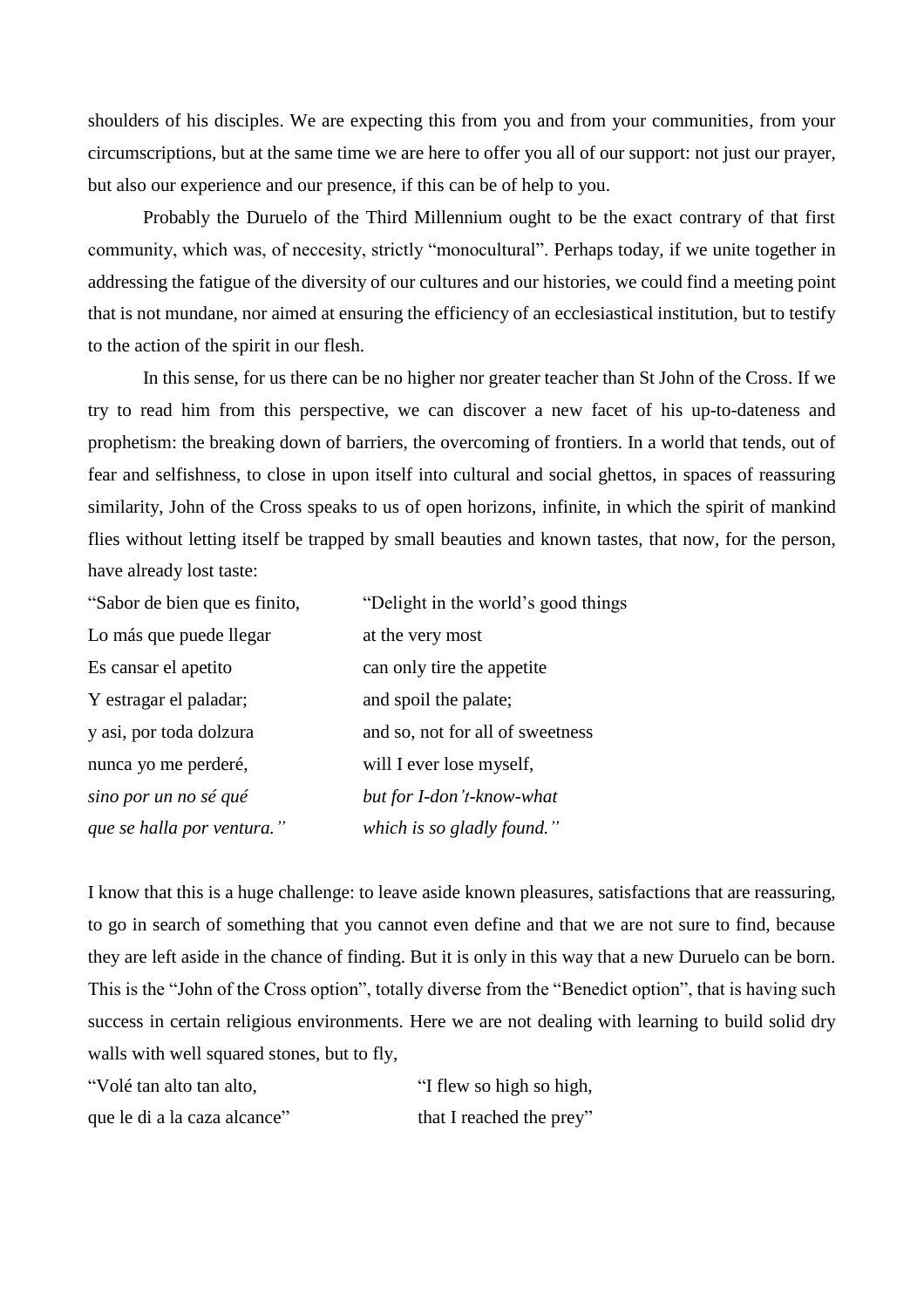shoulders of his disciples. We are expecting this from you and from your communities, from your circumscriptions, but at the same time we are here to offer you all of our support: not just our prayer, but also our experience and our presence, if this can be of help to you.

Probably the Duruelo of the Third Millennium ought to be the exact contrary of that first community, which was, of neccesity, strictly "monocultural". Perhaps today, if we unite together in addressing the fatigue of the diversity of our cultures and our histories, we could find a meeting point that is not mundane, nor aimed at ensuring the efficiency of an ecclesiastical institution, but to testify to the action of the spirit in our flesh.

In this sense, for us there can be no higher nor greater teacher than St John of the Cross. If we try to read him from this perspective, we can discover a new facet of his up-to-dateness and prophetism: the breaking down of barriers, the overcoming of frontiers. In a world that tends, out of fear and selfishness, to close in upon itself into cultural and social ghettos, in spaces of reassuring similarity, John of the Cross speaks to us of open horizons, infinite, in which the spirit of mankind flies without letting itself be trapped by small beauties and known tastes, that now, for the person, have already lost taste:

| | |
|---|---|
| "Sabor de bien que es finito, | "Delight in the world's good things |
| Lo más que puede llegar | at the very most |
| Es cansar el apetito | can only tire the appetite |
| Y estragar el paladar; | and spoil the palate; |
| y asi, por toda dolzura | and so, not for all of sweetness |
| nunca yo me perderé, | will I ever lose myself, |
| *sino por un no sé qué* | *but for I-don't-know-what* |
| *que se halla por ventura."* | *which is so gladly found."* |

I know that this is a huge challenge: to leave aside known pleasures, satisfactions that are reassuring, to go in search of something that you cannot even define and that we are not sure to find, because they are left aside in the chance of finding. But it is only in this way that a new Duruelo can be born. This is the "John of the Cross option", totally diverse from the "Benedict option", that is having such success in certain religious environments. Here we are not dealing with learning to build solid dry walls with well squared stones, but to fly,

| | |
|---|---|
| "Volé tan alto tan alto, | "I flew so high so high, |
| que le di a la caza alcance" | that I reached the prey" |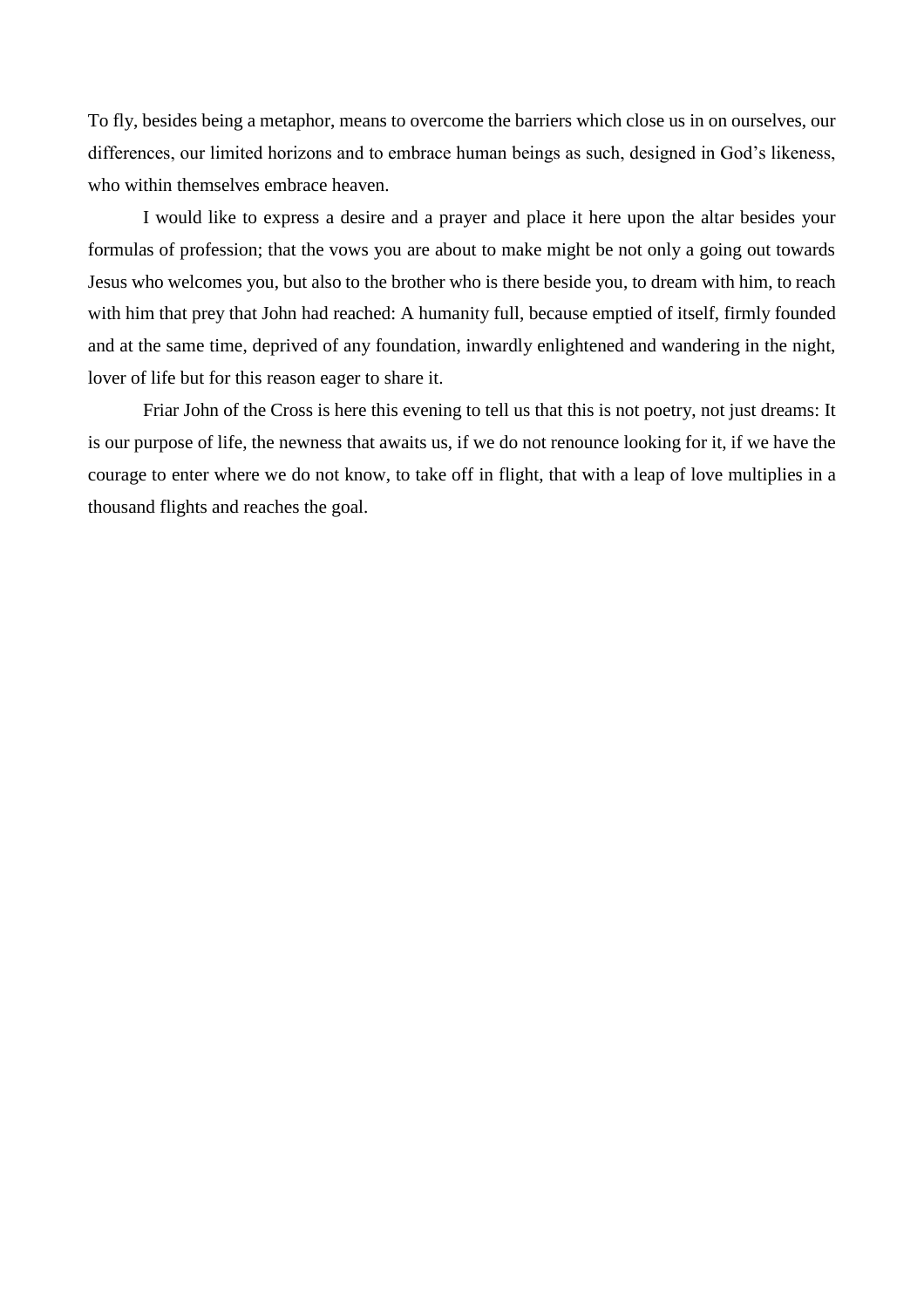To fly, besides being a metaphor, means to overcome the barriers which close us in on ourselves, our differences, our limited horizons and to embrace human beings as such, designed in God's likeness, who within themselves embrace heaven.

I would like to express a desire and a prayer and place it here upon the altar besides your formulas of profession; that the vows you are about to make might be not only a going out towards Jesus who welcomes you, but also to the brother who is there beside you, to dream with him, to reach with him that prey that John had reached: A humanity full, because emptied of itself, firmly founded and at the same time, deprived of any foundation, inwardly enlightened and wandering in the night, lover of life but for this reason eager to share it.

Friar John of the Cross is here this evening to tell us that this is not poetry, not just dreams: It is our purpose of life, the newness that awaits us, if we do not renounce looking for it, if we have the courage to enter where we do not know, to take off in flight, that with a leap of love multiplies in a thousand flights and reaches the goal.